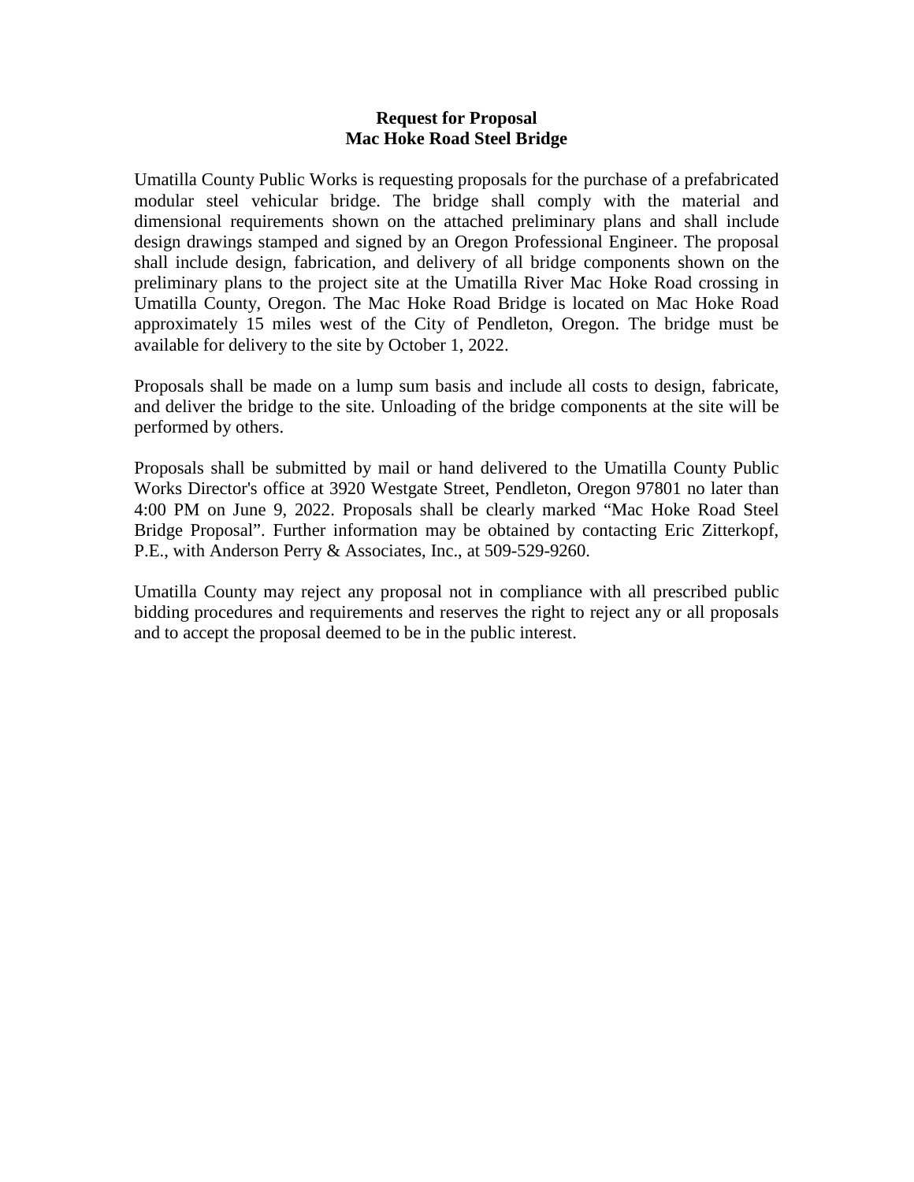# Request for Proposal
# Mac Hoke Road Steel Bridge

Umatilla County Public Works is requesting proposals for the purchase of a prefabricated modular steel vehicular bridge. The bridge shall comply with the material and dimensional requirements shown on the attached preliminary plans and shall include design drawings stamped and signed by an Oregon Professional Engineer. The proposal shall include design, fabrication, and delivery of all bridge components shown on the preliminary plans to the project site at the Umatilla River Mac Hoke Road crossing in Umatilla County, Oregon. The Mac Hoke Road Bridge is located on Mac Hoke Road approximately 15 miles west of the City of Pendleton, Oregon. The bridge must be available for delivery to the site by October 1, 2022.

Proposals shall be made on a lump sum basis and include all costs to design, fabricate, and deliver the bridge to the site. Unloading of the bridge components at the site will be performed by others.

Proposals shall be submitted by mail or hand delivered to the Umatilla County Public Works Director's office at 3920 Westgate Street, Pendleton, Oregon 97801 no later than 4:00 PM on June 9, 2022. Proposals shall be clearly marked "Mac Hoke Road Steel Bridge Proposal". Further information may be obtained by contacting Eric Zitterkopf, P.E., with Anderson Perry & Associates, Inc., at 509-529-9260.

Umatilla County may reject any proposal not in compliance with all prescribed public bidding procedures and requirements and reserves the right to reject any or all proposals and to accept the proposal deemed to be in the public interest.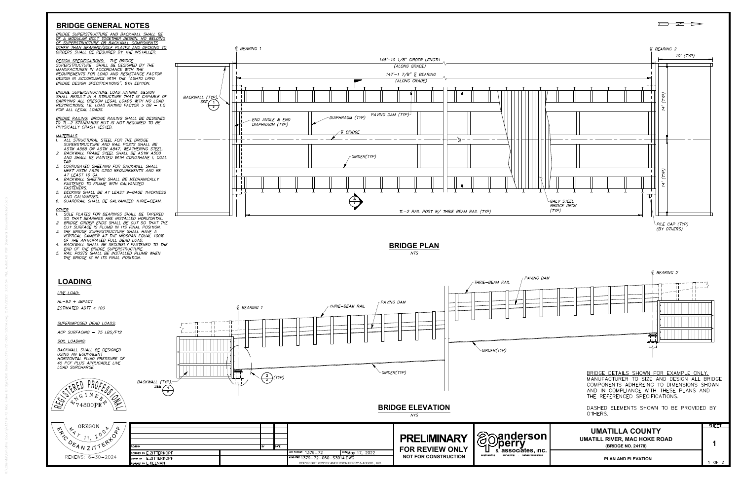## BRIDGE GENERAL NOTES

BRIDGE SUPERSTRUCTURE AND BACKWALL SHALL BE OF A MODULAR BOLT TOGETHER DESIGN. NO WELDING OF SUPERSTRUCTURE OR BACKWALL COMPONENTS OTHER THAN BEARING/SOLE PLATES AND DECKING TO GIRDERS SHALL BE REQUIRED BY THE INSTALLER.

DESIGN SPECIFICATIONS: THE BRIDGE SUPERSTRUCTURE SHALL BE DESIGNED BY THE MANUFACTURER IN ACCORDANCE WITH THE REQUIREMENTS FOR LOAD AND RESISTANCE FACTOR DESIGN IN ACCORDANCE WITH THE "AASHTO LRFD BRIDGE DESIGN SPECIFICATIONS", 8TH EDITION.

BRIDGE SUPERSTRUCTURE LOAD RATING: DESIGN SHALL RESULT IN A STRUCTURE THAT IS CAPABLE OF CARRYING ALL OREGON LEGAL LOADS WITH NO LOAD RESTRICTIONS, I.E. LOAD RATING FACTOR > OR = 1.0 FOR ALL LEGAL LOADS.

BRIDGE RAILING: BRIDGE RAILING SHALL BE DESIGNED TO TL-2 STANDARDS BUT IS NOT REQUIRED TO BE PHYSICALLY CRASH TESTED.

MATERIALS

1. ALL STRUCTURAL STEEL FOR THE BRIDGE SUPERSTRUCTURE AND RAIL POSTS SHALL BE ASTM A588 OR ASTM A847, WEATHERING STEEL.
2. BACKWALL FRAME STEEL SHALL BE ASTM A500 AND SHALL BE PAINTED WITH COROTHANE I, COAL TAR.
3. CORRUGATED SHEETING FOR BACKWALL SHALL MEET ASTM A929 G200 REQUIREMENTS AND BE AT LEAST 16 GA.
4. BACKWALL SHEETING SHALL BE MECHANICALLY FASTENED TO FRAME WITH GALVANIZED FASTENERS.
5. DECKING SHALL BE AT LEAST 9-GAGE THICKNESS AND GALVANIZED.
6. GUARDRAIL SHALL BE GALVANIZED THRIE-BEAM.

OTHER

1. SOLE PLATES FOR BEARINGS SHALL BE TAPERED SO THAT BEARINGS ARE INSTALLED HORIZONTAL.
2. BRIDGE GIRDER ENDS SHALL BE CUT SO THAT THE CUT SURFACE IS PLUMB IN ITS FINAL POSITION.
3. THE BRIDGE SUPERSTRUCTURE SHALL HAVE A VERTICAL CAMBER AT THE MIDSPAN EQUAL 100% OF THE ANTICIPATED FULL DEAD LOAD.
4. BACKWALL SHALL BE SECURELY FASTENED TO THE END OF THE BRIDGE SUPERSTRUCTURE.
5. RAIL POSTS SHALL BE INSTALLED PLUMB WHEN THE BRIDGE IS IN ITS FINAL POSITION.

## LOADING

LIVE LOAD:

HL-93 + IMPACT

ESTIMATED ADTT < 100

SUPERIMPOSED DEAD LOADS:

ACP SURFACING = 75 LBS/FT2

SOIL LOADING:

BACKWALL SHALL BE DESIGNED USING AN EQUIVALENT HORIZONTAL FLUID PRESSURE OF 45 PCF PLUS APPLICABLE LIVE LOAD SURCHARGE.

## BRIDGE PLAN

NTS

℄ BEARING 1 — ℄ BEARING 2

148'-10 1/8" GIRDER LENGTH (ALONG GRADE)

147'-1 7/8" ℄ BEARING (ALONG GRADE)

10' (TYP) — 14' (TYP) — 14' (TYP) — 18'

BACKWALL (TYP) SEE 1/2 — END ANGLE & END DIAPHRAGM (TYP) — DIAPHRAGM (TYP) — PAVING DAM (TYP) — ℄ BRIDGE — GIRDER(TYP) — A/2 — TL-2 RAIL POST W/ THRIE BEAM RAIL (TYP) — GALV STEEL BRIDGE DECK (TYP) — PILE CAP (TYP) (BY OTHERS)

## BRIDGE ELEVATION

NTS

℄ BEARING 1 — THRIE-BEAM RAIL — PAVING DAM — GIRDER(TYP) — 2/2 (TYP) — BACKWALL (TYP) SEE 1/2 — THRIE-BEAM RAIL — PAVING DAM — GIRDER(TYP) — ℄ BEARING 2

BRIDGE DETAILS SHOWN FOR EXAMPLE ONLY. MANUFACTURER TO SIZE AND DESIGN ALL BRIDGE COMPONENTS ADHEREING TO DIMENSIONS SHOWN AND IN COMPLIANCE WITH THESE PLANS AND THE REFERENCED SPECIFICATIONS.

DASHED ELEMENTS SHOWN TO BE PROVIDED BY OTHERS.

REGISTERED PROFESSIONAL ENGINEER 74800PE — OREGON — MAY 11, 2004 — ERIC DEAN ZITTERKOPF — RENEWS: 6-30-2024

| REVISION | BY | DATE |
|---|---|---|
| DESIGNED BY E.ZITTERKOPF | | |
| DRAWN BY E.ZITTERKOPF | | |
| REVIEWED BY L.KEENAN | | |

JOB NUMBER 1379-72 — DATE May 17, 2022

CADD FILE 1379-72-060-S301A.DWG

COPYRIGHT 2022 BY ANDERSON PERRY & ASSOC., INC.

**PRELIMINARY**
**FOR REVIEW ONLY**
**NOT FOR CONSTRUCTION**

anderson perry & associates, inc. — engineering · surveying · natural resources

**UMATILLA COUNTY**
**UMATILL RIVER, MAC HOKE ROAD**
**(BRIDGE NO. 24178)**

**PLAN AND ELEVATION**

SHEET 1 — 1 OF 2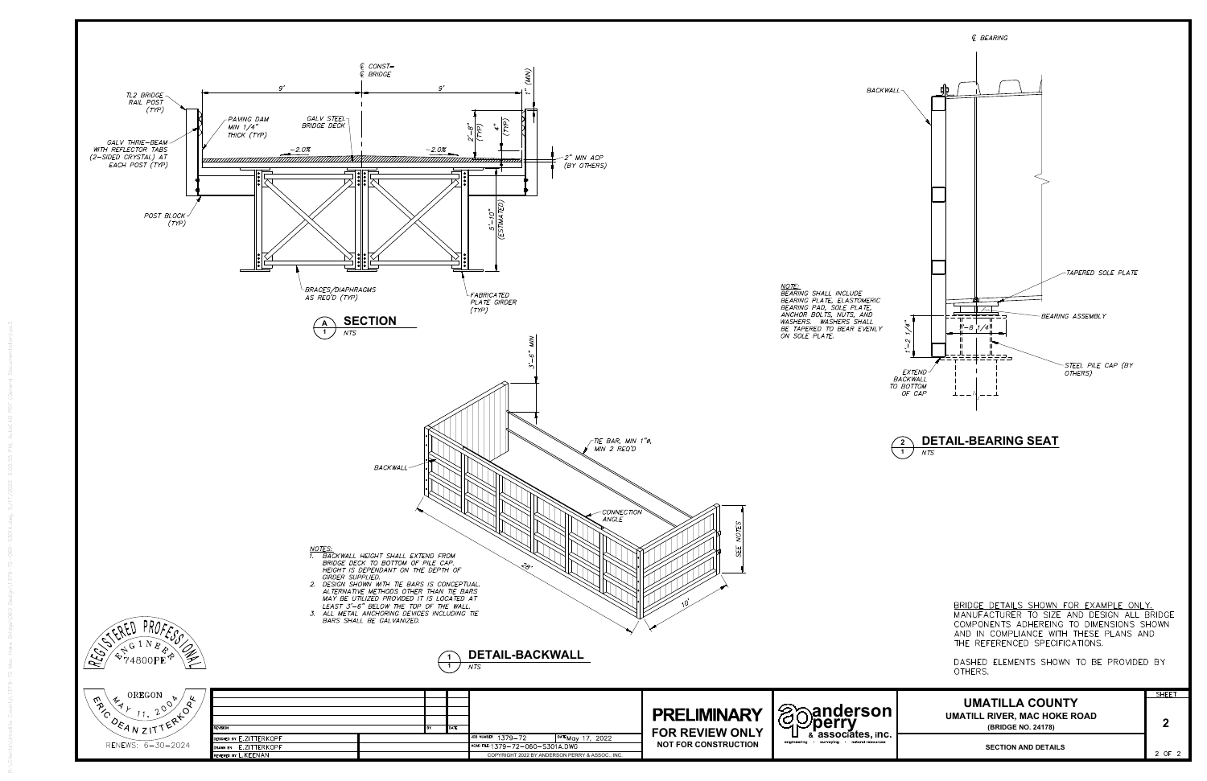## SECTION A/1

NTS

℄ CONST– ℄ BRIDGE

9' 9' 1" (MIN)

TL2 BRIDGE RAIL POST (TYP)

GALV THRIE–BEAM WITH REFLECTOR TABS (2–SIDED CRYSTAL) AT EACH POST (TYP)

POST BLOCK (TYP)

PAVING DAM MIN 1/4" THICK (TYP)

GALV STEEL BRIDGE DECK

–2.0% –2.0%

2'–8" (TYP)

4" (TYP)

2" MIN ACP (BY OTHERS)

5'–10" (ESTIMATED)

BRACES/DIAPHRAGMS AS REQ'D (TYP)

FABRICATED PLATE GIRDER (TYP)

## DETAIL-BACKWALL 1/1

NTS

3'–6" MIN

TIE BAR, MIN 1"Ø, MIN 2 REQ'D

BACKWALL

CONNECTION ANGLE

SEE NOTES

28'

10'

NOTES:

1. BACKWALL HEIGHT SHALL EXTEND FROM BRIDGE DECK TO BOTTOM OF PILE CAP. HEIGHT IS DEPENDANT ON THE DEPTH OF GIRDER SUPPLIED.
2. DESIGN SHOWN WITH TIE BARS IS CONCEPTUAL. ALTERNATIVE METHODS OTHER THAN TIE BARS MAY BE UTILIZED PROVIDED IT IS LOCATED AT LEAST 3'–6" BELOW THE TOP OF THE WALL.
3. ALL METAL ANCHORING DEVICES INCLUDING TIE BARS SHALL BE GALVANIZED.

## DETAIL-BEARING SEAT 2/1

NTS

℄ BEARING

BACKWALL

TAPERED SOLE PLATE

BEARING ASSEMBLY

STEEL PILE CAP (BY OTHERS)

1'–2 1/4"

1'–8 1/4"

EXTEND BACKWALL TO BOTTOM OF CAP

NOTE:
BEARING SHALL INCLUDE BEARING PLATE, ELASTOMERIC BEARING PAD, SOLE PLATE, ANCHOR BOLTS, NUTS, AND WASHERS. WASHERS SHALL BE TAPERED TO BEAR EVENLY ON SOLE PLATE.

BRIDGE DETAILS SHOWN FOR EXAMPLE ONLY. MANUFACTURER TO SIZE AND DESIGN ALL BRIDGE COMPONENTS ADHEREING TO DIMENSIONS SHOWN AND IN COMPLIANCE WITH THESE PLANS AND THE REFERENCED SPECIFICATIONS.

DASHED ELEMENTS SHOWN TO BE PROVIDED BY OTHERS.

REGISTERED PROFESSIONAL ENGINEER 74800PE
OREGON
MAY 11, 2004
ERIC DEAN ZITTERKOPF
RENEWS: 6–30–2024

| REVISION | BY | DATE |
|---|---|---|
| | | |

DESIGNED BY E.ZITTERKOPF
DRAWN BY E.ZITTERKOPF
REVIEWED BY L.KEENAN

JOB NUMBER 1379–72 DATE May 17, 2022
CADD FILE 1379–72–060–S301A.DWG
COPYRIGHT 2022 BY ANDERSON PERRY & ASSOC., INC.

**PRELIMINARY**
**FOR REVIEW ONLY**
**NOT FOR CONSTRUCTION**

anderson perry & associates, inc.
engineering · surveying · natural resources

**UMATILLA COUNTY**
**UMATILL RIVER, MAC HOKE ROAD**
**(BRIDGE NO. 24178)**

**SECTION AND DETAILS**

SHEET 2